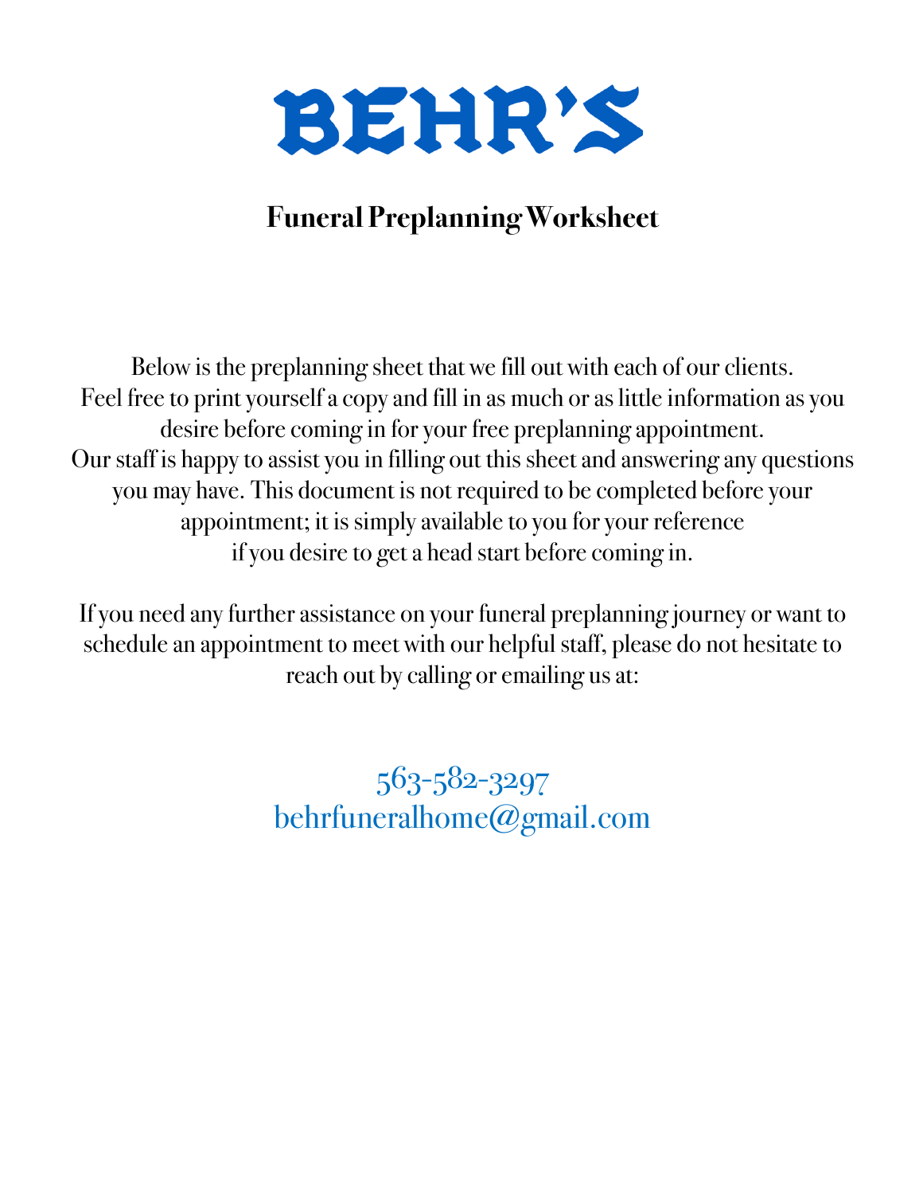# BEHR'S

## Funeral Preplanning Worksheet

Below is the preplanning sheet that we fill out with each of our clients. Feel free to print yourself a copy and fill in as much or as little information as you desire before coming in for your free preplanning appointment. Our staff is happy to assist you in filling out this sheet and answering any questions you may have. This document is not required to be completed before your appointment; it is simply available to you for your reference if you desire to get a head start before coming in.

If you need any further assistance on your funeral preplanning journey or want to schedule an appointment to meet with our helpful staff, please do not hesitate to reach out by calling or emailing us at:

563-582-3297
behrfuneralhome@gmail.com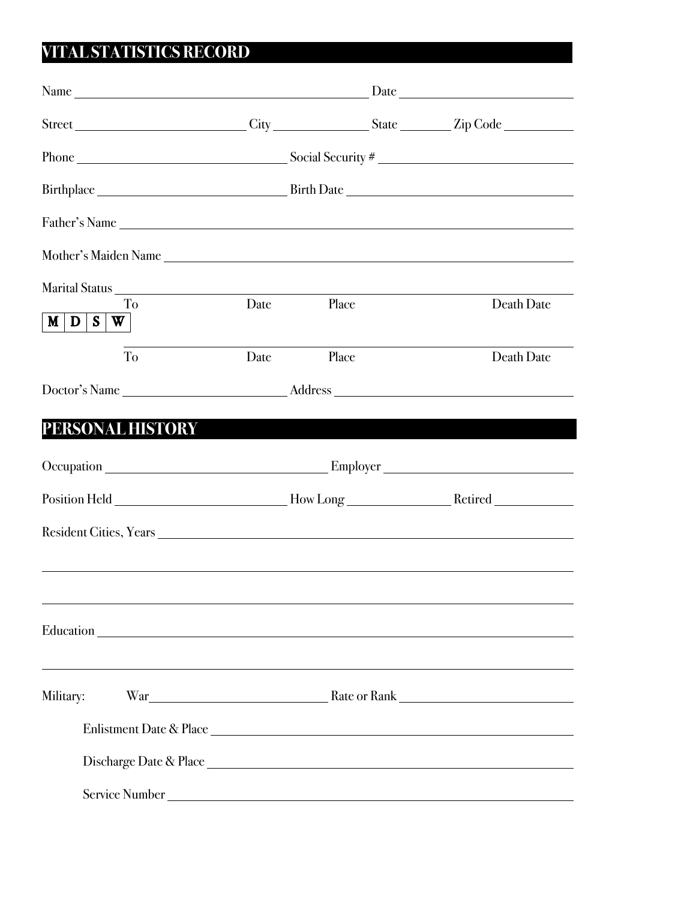## VITAL STATISTICS RECORD

Name ______________________________ Date ______________________

Street ____________________ City ______________ State ________ Zip Code __________

Phone ________________________ Social Security # ________________________

Birthplace ______________________ Birth Date ____________________________

Father's Name ________________________________________________

Mother's Maiden Name ________________________________________

Marital Status ________________________________________________

| M | D | S | W |
|---|---|---|---|

To ____________ Date ____________ Place ____________ Death Date ____________

To ____________ Date ____________ Place ____________ Death Date ____________

Doctor's Name ____________________ Address ____________________________

## PERSONAL HISTORY

Occupation ________________________ Employer ____________________________

Position Held ____________________ How Long ______________ Retired __________

Resident Cities, Years ________________________________________________

______________________________________________________________________

______________________________________________________________________

Education ____________________________________________________________

______________________________________________________________________

Military: War ________________________ Rate or Rank ____________________

Enlistment Date & Place ____________________________________________

Discharge Date & Place ____________________________________________

Service Number ____________________________________________________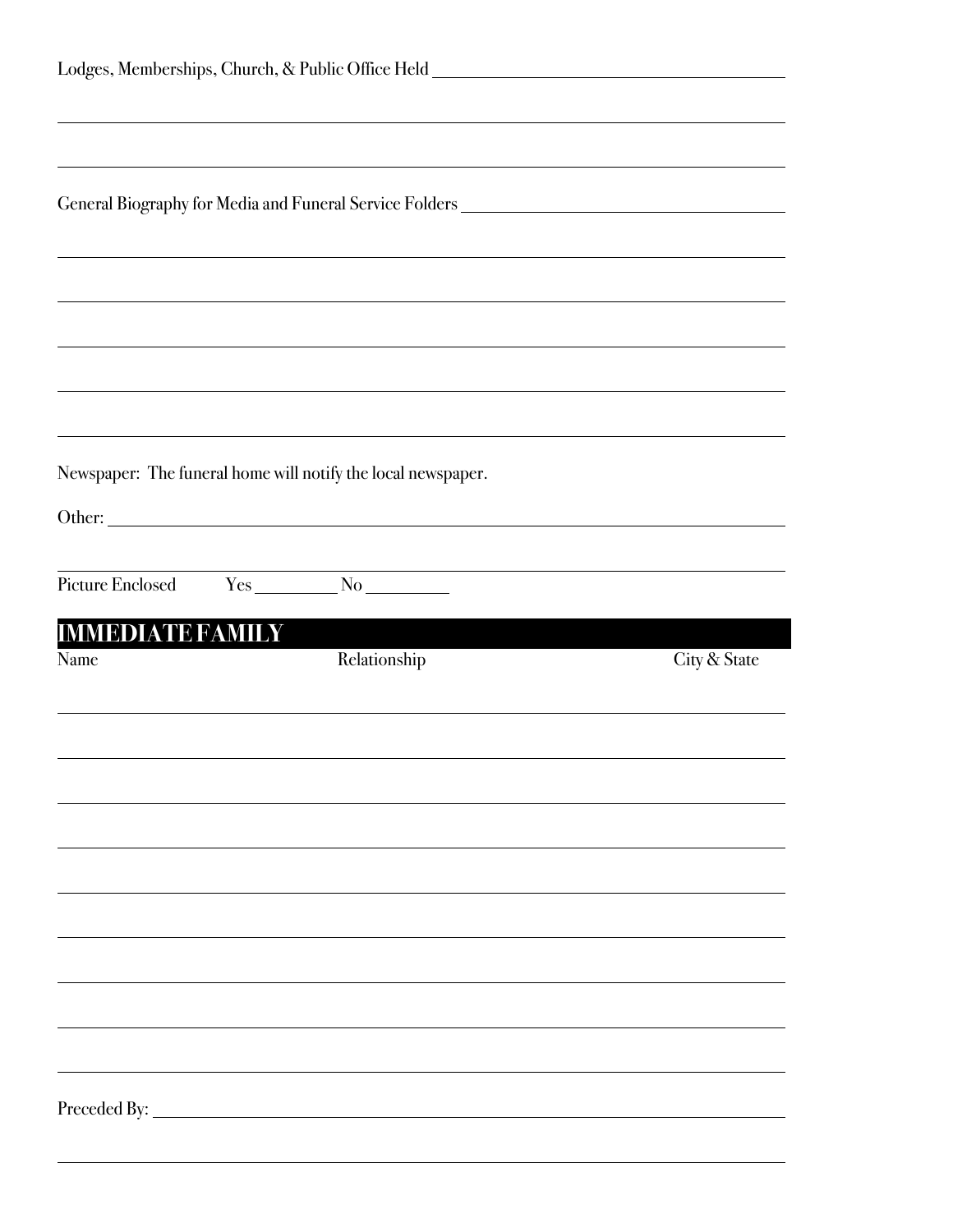Lodges, Memberships, Church, & Public Office Held ______________________

______________________________________________________________________

______________________________________________________________________

General Biography for Media and Funeral Service Folders ______________________

______________________________________________________________________

______________________________________________________________________

______________________________________________________________________

______________________________________________________________________

______________________________________________________________________

Newspaper: The funeral home will notify the local newspaper.

Other: ______________________________________________________________

______________________________________________________________________

Picture Enclosed Yes __________ No __________

## IMMEDIATE FAMILY

| Name | Relationship | City & State |
|---|---|---|
| | | |
| | | |
| | | |
| | | |
| | | |
| | | |
| | | |
| | | |
| | | |

Preceded By: ________________________________________________________

______________________________________________________________________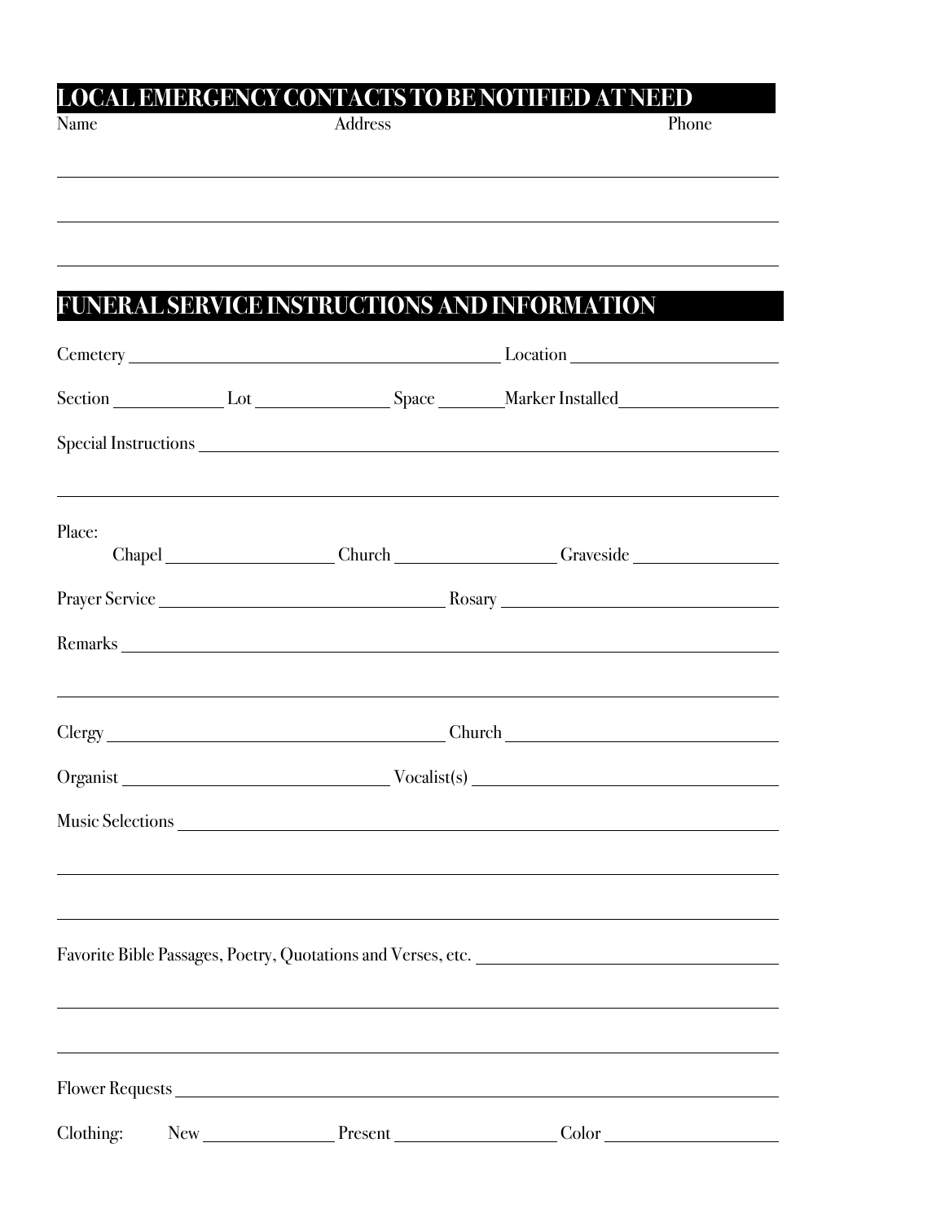## LOCAL EMERGENCY CONTACTS TO BE NOTIFIED AT NEED

| Name | Address | Phone |
| --- | --- | --- |
| | | |
| | | |
| | | |

## FUNERAL SERVICE INSTRUCTIONS AND INFORMATION

Cemetery ______________________________ Location ______________________

Section ____________ Lot ______________ Space _______ Marker Installed ________________

Special Instructions ____________________________________________________________

_________________________________________________________________________

Place:

Chapel __________________ Church _________________ Graveside ________________

Prayer Service ______________________________ Rosary ______________________________

Remarks ___________________________________________________________________

_________________________________________________________________________

Clergy ______________________________________ Church ____________________________

Organist ______________________________ Vocalist(s) ________________________________

Music Selections ____________________________________________________________

_________________________________________________________________________

_________________________________________________________________________

Favorite Bible Passages, Poetry, Quotations and Verses, etc. ________________________________

_________________________________________________________________________

_________________________________________________________________________

Flower Requests ____________________________________________________________

Clothing: New _______________ Present __________________ Color ___________________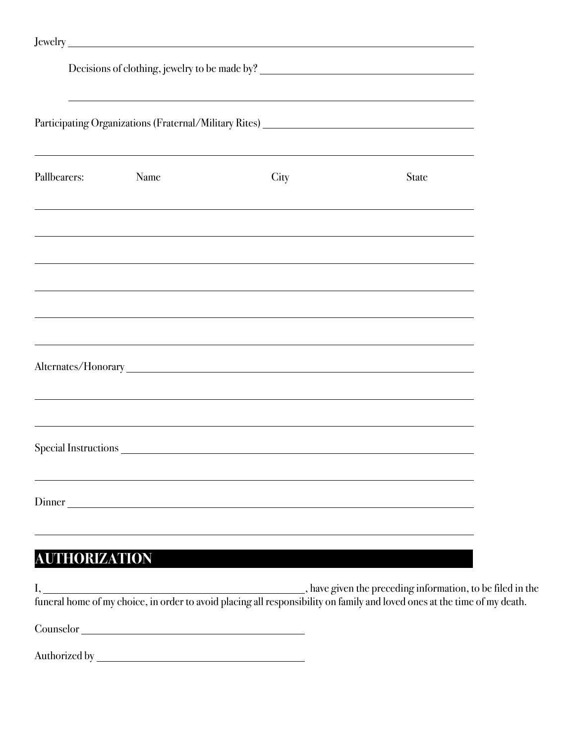Jewelry ______________________________________________

Decisions of clothing, jewelry to be made by? ______________________________________________

______________________________________________

Participating Organizations (Fraternal/Military Rites) ______________________________________________

______________________________________________

| Pallbearers: | Name | City | State |
| --- | --- | --- | --- |
| | | | |
| | | | |
| | | | |
| | | | |
| | | | |
| | | | |

Alternates/Honorary ______________________________________________

______________________________________________

______________________________________________

Special Instructions ______________________________________________

______________________________________________

Dinner ______________________________________________

______________________________________________

## AUTHORIZATION

I, ______________________________, have given the preceding information, to be filed in the funeral home of my choice, in order to avoid placing all responsibility on family and loved ones at the time of my death.

Counselor ______________________________

Authorized by ______________________________